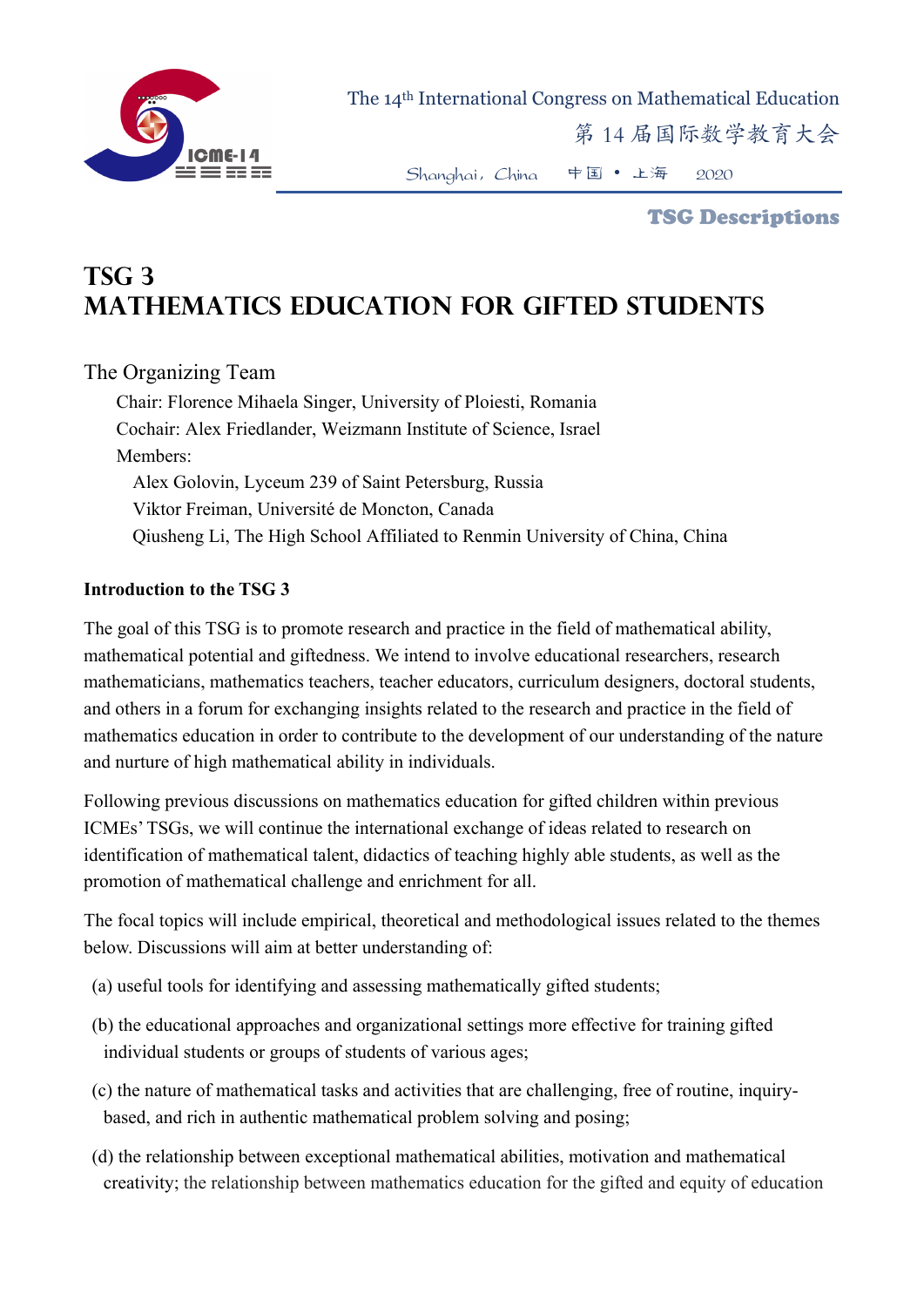# TSG 3
# MATHEMATICS EDUCATION FOR GIFTED STUDENTS

The Organizing Team

Chair: Florence Mihaela Singer, University of Ploiesti, Romania
Cochair: Alex Friedlander, Weizmann Institute of Science, Israel
Members:
Alex Golovin, Lyceum 239 of Saint Petersburg, Russia
Viktor Freiman, Université de Moncton, Canada
Qiusheng Li, The High School Affiliated to Renmin University of China, China

**Introduction to the TSG 3**

The goal of this TSG is to promote research and practice in the field of mathematical ability, mathematical potential and giftedness. We intend to involve educational researchers, research mathematicians, mathematics teachers, teacher educators, curriculum designers, doctoral students, and others in a forum for exchanging insights related to the research and practice in the field of mathematics education in order to contribute to the development of our understanding of the nature and nurture of high mathematical ability in individuals.

Following previous discussions on mathematics education for gifted children within previous ICMEs' TSGs, we will continue the international exchange of ideas related to research on identification of mathematical talent, didactics of teaching highly able students, as well as the promotion of mathematical challenge and enrichment for all.

The focal topics will include empirical, theoretical and methodological issues related to the themes below. Discussions will aim at better understanding of:

(a) useful tools for identifying and assessing mathematically gifted students;

(b) the educational approaches and organizational settings more effective for training gifted individual students or groups of students of various ages;

(c) the nature of mathematical tasks and activities that are challenging, free of routine, inquiry-based, and rich in authentic mathematical problem solving and posing;

(d) the relationship between exceptional mathematical abilities, motivation and mathematical creativity; the relationship between mathematics education for the gifted and equity of education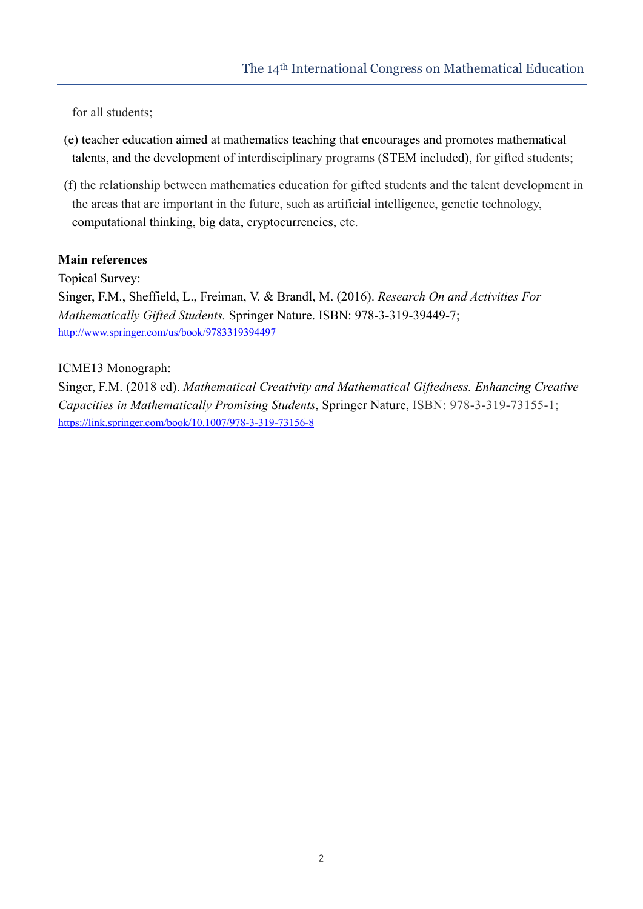for all students;

(e) teacher education aimed at mathematics teaching that encourages and promotes mathematical talents, and the development of interdisciplinary programs (STEM included), for gifted students;

(f) the relationship between mathematics education for gifted students and the talent development in the areas that are important in the future, such as artificial intelligence, genetic technology, computational thinking, big data, cryptocurrencies, etc.

**Main references**

Topical Survey:

Singer, F.M., Sheffield, L., Freiman, V. & Brandl, M. (2016). *Research On and Activities For Mathematically Gifted Students.* Springer Nature. ISBN: 978-3-319-39449-7; http://www.springer.com/us/book/9783319394497

ICME13 Monograph:

Singer, F.M. (2018 ed). *Mathematical Creativity and Mathematical Giftedness. Enhancing Creative Capacities in Mathematically Promising Students*, Springer Nature, ISBN: 978-3-319-73155-1; https://link.springer.com/book/10.1007/978-3-319-73156-8